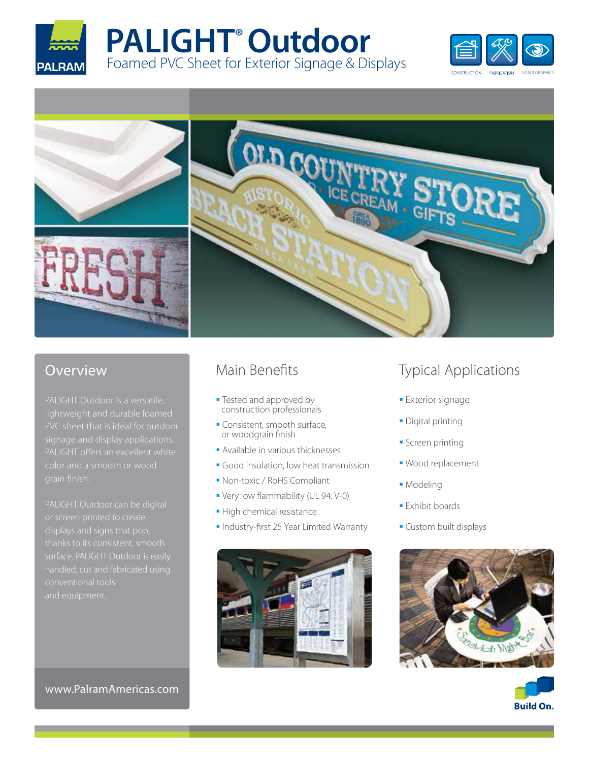# PALIGHT® Outdoor

Foamed PVC Sheet for Exterior Signage & Displays

CONSTRUCTION FABRICATION SIGN & GRAPHICS

## Overview

PALIGHT Outdoor is a versatile, lightweight and durable foamed PVC sheet that is ideal for outdoor signage and display applications. PALIGHT offers an excellent white color and a smooth or wood grain finish.

PALIGHT Outdoor can be digital or screen printed to create displays and signs that pop, thanks to its consistent, smooth surface. PALIGHT Outdoor is easily handled, cut and fabricated using conventional tools and equipment.

www.PalramAmericas.com

## Main Benefits

- Tested and approved by construction professionals
- Consistent, smooth surface, or woodgrain finish
- Available in various thicknesses
- Good insulation, low heat transmission
- Non-toxic / RoHS Compliant
- Very low flammability (UL 94: V-0)
- High chemical resistance
- Industry-first 25 Year Limited Warranty

## Typical Applications

- Exterior signage
- Digital printing
- Screen printing
- Wood replacement
- Modeling
- Exhibit boards
- Custom built displays

Build On.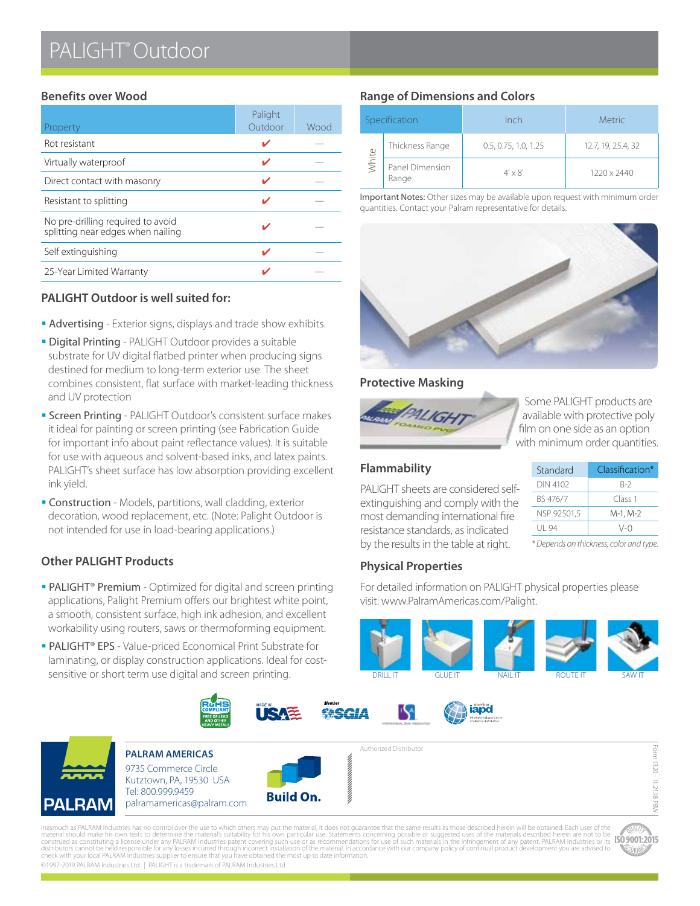# PALIGHT® Outdoor

## Benefits over Wood

| Property | Palight Outdoor | Wood |
|---|---|---|
| Rot resistant | ✔ | — |
| Virtually waterproof | ✔ | — |
| Direct contact with masonry | ✔ | — |
| Resistant to splitting | ✔ | — |
| No pre-drilling required to avoid splitting near edges when nailing | ✔ | — |
| Self extinguishing | ✔ | — |
| 25-Year Limited Warranty | ✔ | — |

## PALIGHT Outdoor is well suited for:

- **Advertising** - Exterior signs, displays and trade show exhibits.
- **Digital Printing** - PALIGHT Outdoor provides a suitable substrate for UV digital flatbed printer when producing signs destined for medium to long-term exterior use. The sheet combines consistent, flat surface with market-leading thickness and UV protection
- **Screen Printing** - PALIGHT Outdoor's consistent surface makes it ideal for painting or screen printing (see Fabrication Guide for important info about paint reflectance values). It is suitable for use with aqueous and solvent-based inks, and latex paints. PALIGHT's sheet surface has low absorption providing excellent ink yield.
- **Construction** - Models, partitions, wall cladding, exterior decoration, wood replacement, etc. (Note: Palight Outdoor is not intended for use in load-bearing applications.)

## Other PALIGHT Products

- **PALIGHT® Premium** - Optimized for digital and screen printing applications, Palight Premium offers our brightest white point, a smooth, consistent surface, high ink adhesion, and excellent workability using routers, saws or thermoforming equipment.
- **PALIGHT® EPS** - Value-priced Economical Print Substrate for laminating, or display construction applications. Ideal for cost-sensitive or short term use digital and screen printing.

## Range of Dimensions and Colors

| Specification | | Inch | Metric |
|---|---|---|---|
| White | Thickness Range | 0.5, 0.75, 1.0, 1.25 | 12.7, 19, 25.4, 32 |
| | Panel Dimension Range | 4' x 8' | 1220 x 2440 |

**Important Notes:** Other sizes may be available upon request with minimum order quantities. Contact your Palram representative for details.

## Protective Masking

Some PALIGHT products are available with protective poly film on one side as an option with minimum order quantities.

## Flammability

PALIGHT sheets are considered self-extinguishing and comply with the most demanding international fire resistance standards, as indicated by the results in the table at right.

| Standard | Classification* |
|---|---|
| DIN 4102 | B-2 |
| BS 476/7 | Class 1 |
| NSP 92501,5 | M-1, M-2 |
| UL 94 | V-0 |

*\* Depends on thickness, color and type.*

## Physical Properties

For detailed information on PALIGHT physical properties please visit: www.PalramAmericas.com/Palight.

DRILL IT GLUE IT NAIL IT ROUTE IT SAW IT

**PALRAM AMERICAS**
9735 Commerce Circle
Kutztown, PA, 19530 USA
Tel: 800.999.9459
palramamericas@palram.com

Build On.

Authorized Distributor

Form 1320 - 11.21.18 PBW

Inasmuch as PALRAM Industries has no control over the use to which others may put the material, it does not guarantee that the same results as those described herein will be obtained. Each user of the material should make his own tests to determine the material's suitability for his own particular use. Statements concerning possible or suggested uses of the materials described herein are not to be construed as constituting a license under any PALRAM Industries patent covering such use or as recommendations for use of such materials in the infringement of any patent. PALRAM Industries or its distributors cannot be held responsible for any losses incurred through incorrect installation of the material. In accordance with our company policy of continual product development you are advised to check with your local PALRAM Industries supplier to ensure that you have obtained the most up to date information.

©1997-2019 PALRAM Industries Ltd. | PALIGHT is a trademark of PALRAM Industries Ltd.